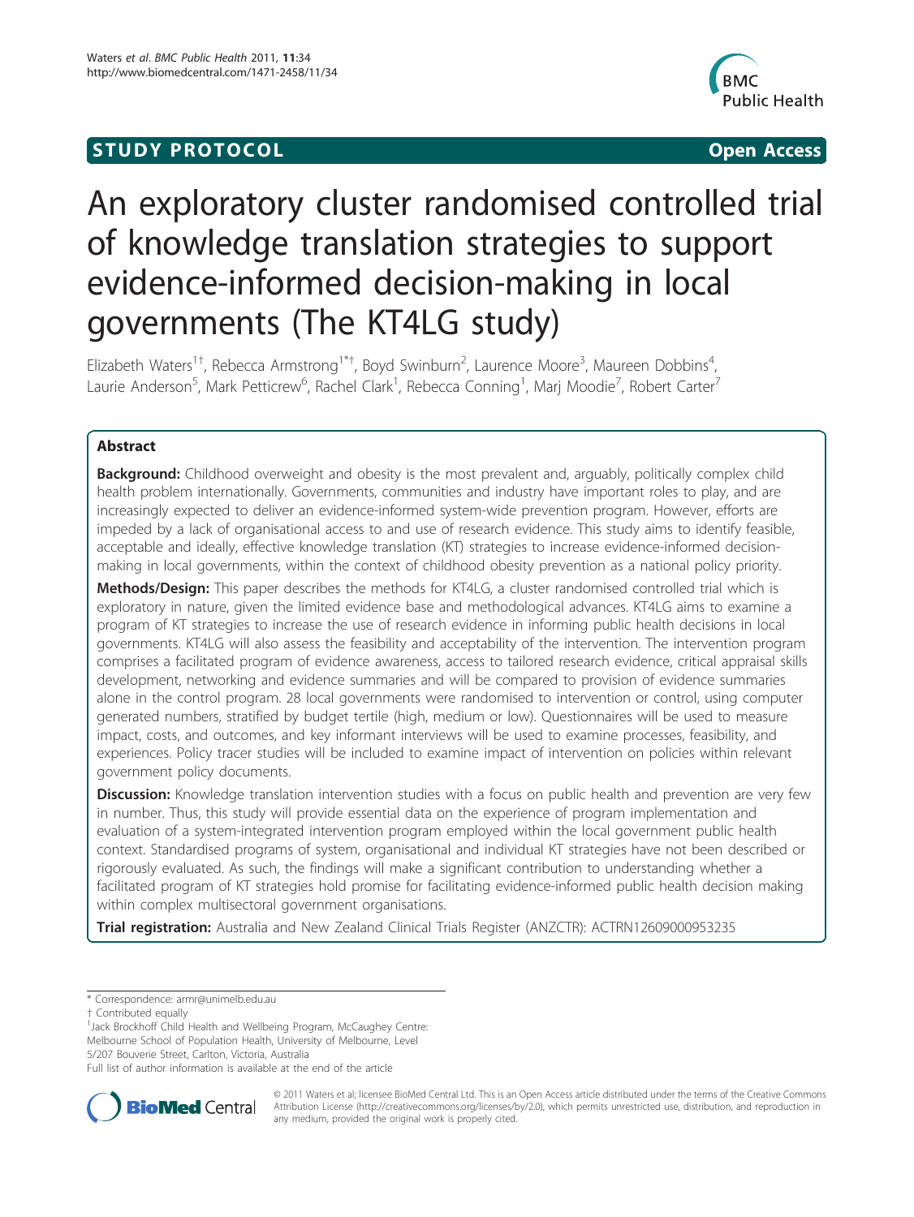**STUDY PROTOCOL** **Open Access**

# An exploratory cluster randomised controlled trial of knowledge translation strategies to support evidence-informed decision-making in local governments (The KT4LG study)

Elizabeth Waters[1†], Rebecca Armstrong[1*†], Boyd Swinburn[2], Laurence Moore[3], Maureen Dobbins[4], Laurie Anderson[5], Mark Petticrew[6], Rachel Clark[1], Rebecca Conning[1], Marj Moodie[7], Robert Carter[7]

## Abstract

**Background:** Childhood overweight and obesity is the most prevalent and, arguably, politically complex child health problem internationally. Governments, communities and industry have important roles to play, and are increasingly expected to deliver an evidence-informed system-wide prevention program. However, efforts are impeded by a lack of organisational access to and use of research evidence. This study aims to identify feasible, acceptable and ideally, effective knowledge translation (KT) strategies to increase evidence-informed decision-making in local governments, within the context of childhood obesity prevention as a national policy priority.

**Methods/Design:** This paper describes the methods for KT4LG, a cluster randomised controlled trial which is exploratory in nature, given the limited evidence base and methodological advances. KT4LG aims to examine a program of KT strategies to increase the use of research evidence in informing public health decisions in local governments. KT4LG will also assess the feasibility and acceptability of the intervention. The intervention program comprises a facilitated program of evidence awareness, access to tailored research evidence, critical appraisal skills development, networking and evidence summaries and will be compared to provision of evidence summaries alone in the control program. 28 local governments were randomised to intervention or control, using computer generated numbers, stratified by budget tertile (high, medium or low). Questionnaires will be used to measure impact, costs, and outcomes, and key informant interviews will be used to examine processes, feasibility, and experiences. Policy tracer studies will be included to examine impact of intervention on policies within relevant government policy documents.

**Discussion:** Knowledge translation intervention studies with a focus on public health and prevention are very few in number. Thus, this study will provide essential data on the experience of program implementation and evaluation of a system-integrated intervention program employed within the local government public health context. Standardised programs of system, organisational and individual KT strategies have not been described or rigorously evaluated. As such, the findings will make a significant contribution to understanding whether a facilitated program of KT strategies hold promise for facilitating evidence-informed public health decision making within complex multisectoral government organisations.

**Trial registration:** Australia and New Zealand Clinical Trials Register (ANZCTR): ACTRN12609000953235

\* Correspondence: armr@unimelb.edu.au
† Contributed equally
[1]Jack Brockhoff Child Health and Wellbeing Program, McCaughey Centre: Melbourne School of Population Health, University of Melbourne, Level 5/207 Bouverie Street, Carlton, Victoria, Australia
Full list of author information is available at the end of the article

© 2011 Waters et al; licensee BioMed Central Ltd. This is an Open Access article distributed under the terms of the Creative Commons Attribution License (http://creativecommons.org/licenses/by/2.0), which permits unrestricted use, distribution, and reproduction in any medium, provided the original work is properly cited.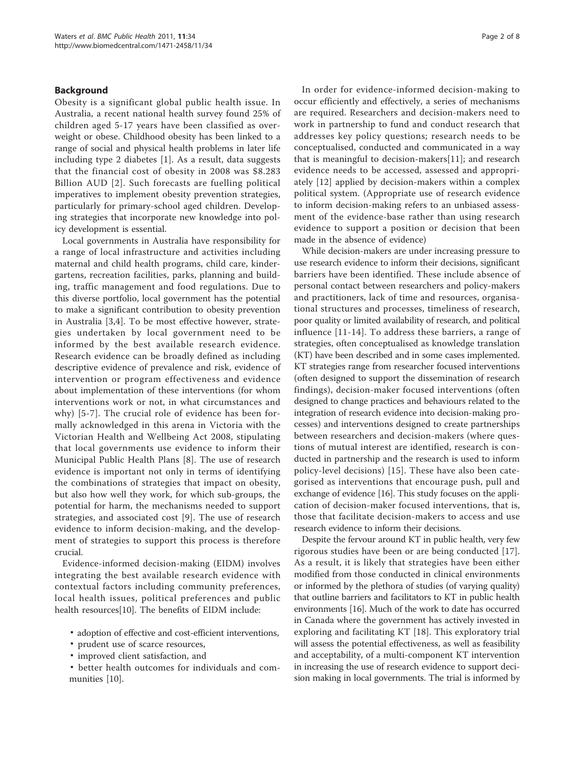## Background

Obesity is a significant global public health issue. In Australia, a recent national health survey found 25% of children aged 5-17 years have been classified as overweight or obese. Childhood obesity has been linked to a range of social and physical health problems in later life including type 2 diabetes [1]. As a result, data suggests that the financial cost of obesity in 2008 was $8.283 Billion AUD [2]. Such forecasts are fuelling political imperatives to implement obesity prevention strategies, particularly for primary-school aged children. Developing strategies that incorporate new knowledge into policy development is essential.

Local governments in Australia have responsibility for a range of local infrastructure and activities including maternal and child health programs, child care, kindergartens, recreation facilities, parks, planning and building, traffic management and food regulations. Due to this diverse portfolio, local government has the potential to make a significant contribution to obesity prevention in Australia [3,4]. To be most effective however, strategies undertaken by local government need to be informed by the best available research evidence. Research evidence can be broadly defined as including descriptive evidence of prevalence and risk, evidence of intervention or program effectiveness and evidence about implementation of these interventions (for whom interventions work or not, in what circumstances and why) [5-7]. The crucial role of evidence has been formally acknowledged in this arena in Victoria with the Victorian Health and Wellbeing Act 2008, stipulating that local governments use evidence to inform their Municipal Public Health Plans [8]. The use of research evidence is important not only in terms of identifying the combinations of strategies that impact on obesity, but also how well they work, for which sub-groups, the potential for harm, the mechanisms needed to support strategies, and associated cost [9]. The use of research evidence to inform decision-making, and the development of strategies to support this process is therefore crucial.

Evidence-informed decision-making (EIDM) involves integrating the best available research evidence with contextual factors including community preferences, local health issues, political preferences and public health resources[10]. The benefits of EIDM include:

- adoption of effective and cost-efficient interventions,
- prudent use of scarce resources,
- improved client satisfaction, and
- better health outcomes for individuals and communities [10].

In order for evidence-informed decision-making to occur efficiently and effectively, a series of mechanisms are required. Researchers and decision-makers need to work in partnership to fund and conduct research that addresses key policy questions; research needs to be conceptualised, conducted and communicated in a way that is meaningful to decision-makers[11]; and research evidence needs to be accessed, assessed and appropriately [12] applied by decision-makers within a complex political system. (Appropriate use of research evidence to inform decision-making refers to an unbiased assessment of the evidence-base rather than using research evidence to support a position or decision that been made in the absence of evidence)

While decision-makers are under increasing pressure to use research evidence to inform their decisions, significant barriers have been identified. These include absence of personal contact between researchers and policy-makers and practitioners, lack of time and resources, organisational structures and processes, timeliness of research, poor quality or limited availability of research, and political influence [11-14]. To address these barriers, a range of strategies, often conceptualised as knowledge translation (KT) have been described and in some cases implemented. KT strategies range from researcher focused interventions (often designed to support the dissemination of research findings), decision-maker focused interventions (often designed to change practices and behaviours related to the integration of research evidence into decision-making processes) and interventions designed to create partnerships between researchers and decision-makers (where questions of mutual interest are identified, research is conducted in partnership and the research is used to inform policy-level decisions) [15]. These have also been categorised as interventions that encourage push, pull and exchange of evidence [16]. This study focuses on the application of decision-maker focused interventions, that is, those that facilitate decision-makers to access and use research evidence to inform their decisions.

Despite the fervour around KT in public health, very few rigorous studies have been or are being conducted [17]. As a result, it is likely that strategies have been either modified from those conducted in clinical environments or informed by the plethora of studies (of varying quality) that outline barriers and facilitators to KT in public health environments [16]. Much of the work to date has occurred in Canada where the government has actively invested in exploring and facilitating KT [18]. This exploratory trial will assess the potential effectiveness, as well as feasibility and acceptability, of a multi-component KT intervention in increasing the use of research evidence to support decision making in local governments. The trial is informed by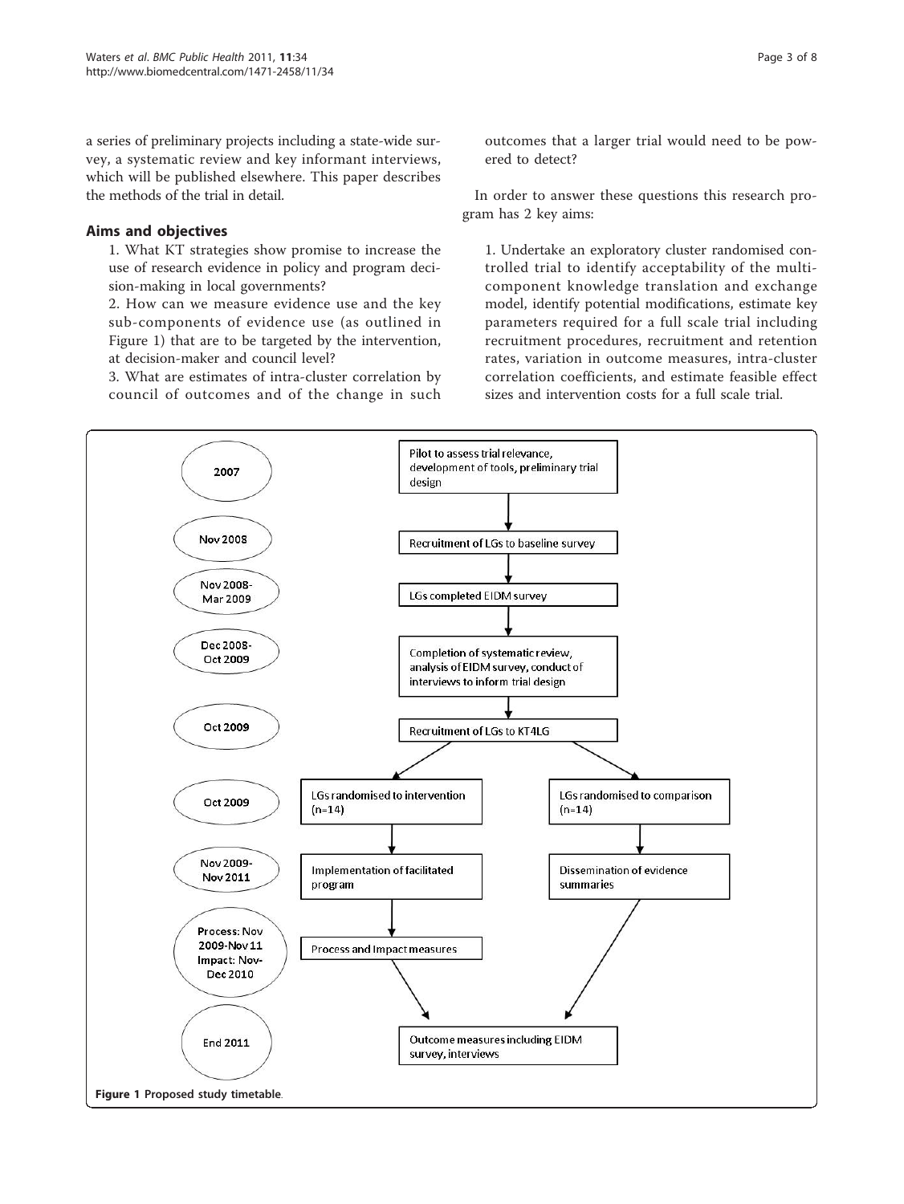a series of preliminary projects including a state-wide survey, a systematic review and key informant interviews, which will be published elsewhere. This paper describes the methods of the trial in detail.

## Aims and objectives

1. What KT strategies show promise to increase the use of research evidence in policy and program decision-making in local governments?
2. How can we measure evidence use and the key sub-components of evidence use (as outlined in Figure 1) that are to be targeted by the intervention, at decision-maker and council level?
3. What are estimates of intra-cluster correlation by council of outcomes and of the change in such outcomes that a larger trial would need to be powered to detect?

In order to answer these questions this research program has 2 key aims:

1. Undertake an exploratory cluster randomised controlled trial to identify acceptability of the multi-component knowledge translation and exchange model, identify potential modifications, estimate key parameters required for a full scale trial including recruitment procedures, recruitment and retention rates, variation in outcome measures, intra-cluster correlation coefficients, and estimate feasible effect sizes and intervention costs for a full scale trial.

| Time | Step |
|---|---|
| 2007 | Pilot to assess trial relevance, development of tools, preliminary trial design |
| Nov 2008 | Recruitment of LGs to baseline survey |
| Nov 2008-Mar 2009 | LGs completed EIDM survey |
| Dec 2008-Oct 2009 | Completion of systematic review, analysis of EIDM survey, conduct of interviews to inform trial design |
| Oct 2009 | Recruitment of LGs to KT4LG |
| Oct 2009 | LGs randomised to intervention (n=14); LGs randomised to comparison (n=14) |
| Nov 2009-Nov 2011 | Intervention: Implementation of facilitated program; Comparison: Dissemination of evidence summaries |
| Process: Nov 2009-Nov 11; Impact: Nov-Dec 2010 | Process and Impact measures (intervention) |
| End 2011 | Outcome measures including EIDM survey, interviews |

**Figure 1 Proposed study timetable**.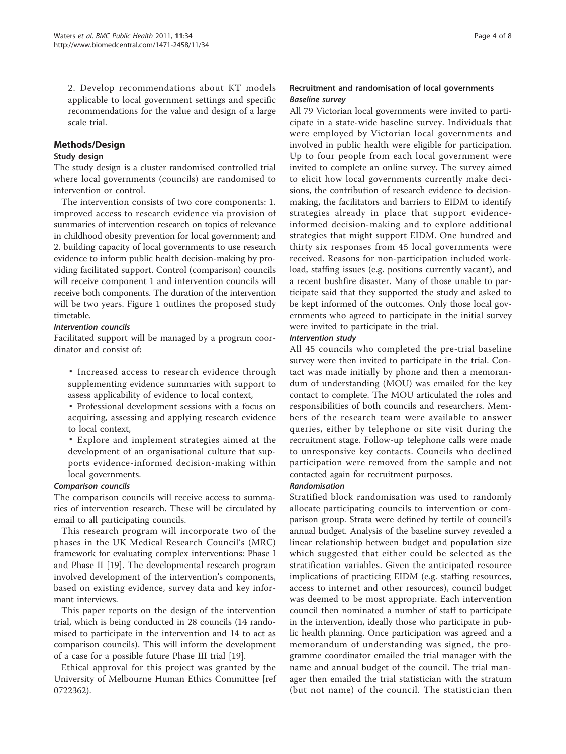2. Develop recommendations about KT models applicable to local government settings and specific recommendations for the value and design of a large scale trial.

## Methods/Design

### Study design

The study design is a cluster randomised controlled trial where local governments (councils) are randomised to intervention or control.

The intervention consists of two core components: 1. improved access to research evidence via provision of summaries of intervention research on topics of relevance in childhood obesity prevention for local government; and 2. building capacity of local governments to use research evidence to inform public health decision-making by providing facilitated support. Control (comparison) councils will receive component 1 and intervention councils will receive both components. The duration of the intervention will be two years. Figure 1 outlines the proposed study timetable.

#### *Intervention councils*

Facilitated support will be managed by a program coordinator and consist of:

- Increased access to research evidence through supplementing evidence summaries with support to assess applicability of evidence to local context,
- Professional development sessions with a focus on acquiring, assessing and applying research evidence to local context,
- Explore and implement strategies aimed at the development of an organisational culture that supports evidence-informed decision-making within local governments.

#### *Comparison councils*

The comparison councils will receive access to summaries of intervention research. These will be circulated by email to all participating councils.

This research program will incorporate two of the phases in the UK Medical Research Council's (MRC) framework for evaluating complex interventions: Phase I and Phase II [19]. The developmental research program involved development of the intervention's components, based on existing evidence, survey data and key informant interviews.

This paper reports on the design of the intervention trial, which is being conducted in 28 councils (14 randomised to participate in the intervention and 14 to act as comparison councils). This will inform the development of a case for a possible future Phase III trial [19].

Ethical approval for this project was granted by the University of Melbourne Human Ethics Committee [ref 0722362).

### Recruitment and randomisation of local governments

#### *Baseline survey*

All 79 Victorian local governments were invited to participate in a state-wide baseline survey. Individuals that were employed by Victorian local governments and involved in public health were eligible for participation. Up to four people from each local government were invited to complete an online survey. The survey aimed to elicit how local governments currently make decisions, the contribution of research evidence to decision-making, the facilitators and barriers to EIDM to identify strategies already in place that support evidence-informed decision-making and to explore additional strategies that might support EIDM. One hundred and thirty six responses from 45 local governments were received. Reasons for non-participation included workload, staffing issues (e.g. positions currently vacant), and a recent bushfire disaster. Many of those unable to participate said that they supported the study and asked to be kept informed of the outcomes. Only those local governments who agreed to participate in the initial survey were invited to participate in the trial.

#### *Intervention study*

All 45 councils who completed the pre-trial baseline survey were then invited to participate in the trial. Contact was made initially by phone and then a memorandum of understanding (MOU) was emailed for the key contact to complete. The MOU articulated the roles and responsibilities of both councils and researchers. Members of the research team were available to answer queries, either by telephone or site visit during the recruitment stage. Follow-up telephone calls were made to unresponsive key contacts. Councils who declined participation were removed from the sample and not contacted again for recruitment purposes.

#### *Randomisation*

Stratified block randomisation was used to randomly allocate participating councils to intervention or comparison group. Strata were defined by tertile of council's annual budget. Analysis of the baseline survey revealed a linear relationship between budget and population size which suggested that either could be selected as the stratification variables. Given the anticipated resource implications of practicing EIDM (e.g. staffing resources, access to internet and other resources), council budget was deemed to be most appropriate. Each intervention council then nominated a number of staff to participate in the intervention, ideally those who participate in public health planning. Once participation was agreed and a memorandum of understanding was signed, the programme coordinator emailed the trial manager with the name and annual budget of the council. The trial manager then emailed the trial statistician with the stratum (but not name) of the council. The statistician then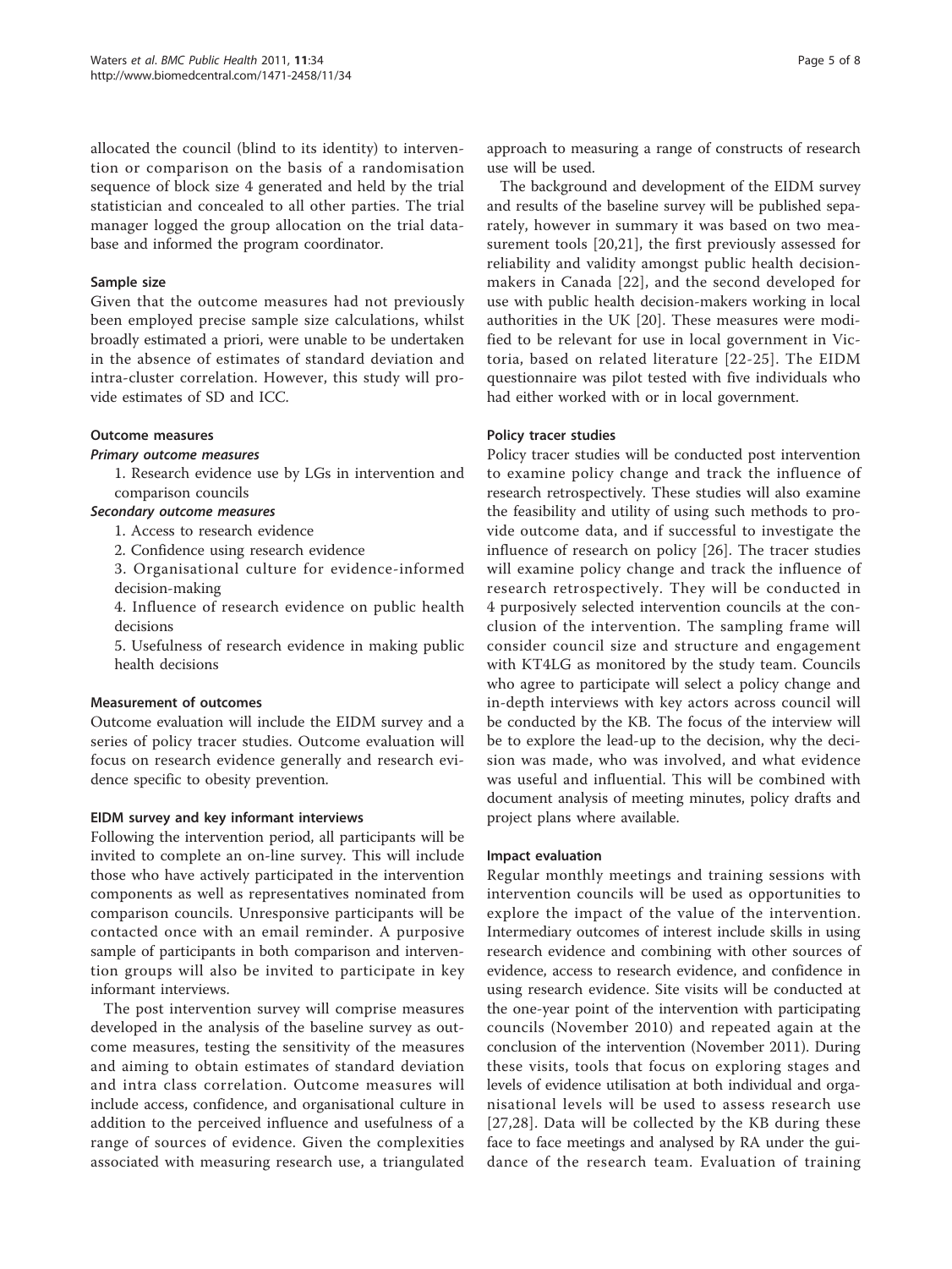allocated the council (blind to its identity) to intervention or comparison on the basis of a randomisation sequence of block size 4 generated and held by the trial statistician and concealed to all other parties. The trial manager logged the group allocation on the trial database and informed the program coordinator.

### Sample size

Given that the outcome measures had not previously been employed precise sample size calculations, whilst broadly estimated a priori, were unable to be undertaken in the absence of estimates of standard deviation and intra-cluster correlation. However, this study will provide estimates of SD and ICC.

### Outcome measures

#### *Primary outcome measures*

1. Research evidence use by LGs in intervention and comparison councils

#### *Secondary outcome measures*

1. Access to research evidence
2. Confidence using research evidence
3. Organisational culture for evidence-informed decision-making
4. Influence of research evidence on public health decisions
5. Usefulness of research evidence in making public health decisions

### Measurement of outcomes

Outcome evaluation will include the EIDM survey and a series of policy tracer studies. Outcome evaluation will focus on research evidence generally and research evidence specific to obesity prevention.

### EIDM survey and key informant interviews

Following the intervention period, all participants will be invited to complete an on-line survey. This will include those who have actively participated in the intervention components as well as representatives nominated from comparison councils. Unresponsive participants will be contacted once with an email reminder. A purposive sample of participants in both comparison and intervention groups will also be invited to participate in key informant interviews.

The post intervention survey will comprise measures developed in the analysis of the baseline survey as outcome measures, testing the sensitivity of the measures and aiming to obtain estimates of standard deviation and intra class correlation. Outcome measures will include access, confidence, and organisational culture in addition to the perceived influence and usefulness of a range of sources of evidence. Given the complexities associated with measuring research use, a triangulated approach to measuring a range of constructs of research use will be used.

The background and development of the EIDM survey and results of the baseline survey will be published separately, however in summary it was based on two measurement tools [20,21], the first previously assessed for reliability and validity amongst public health decision-makers in Canada [22], and the second developed for use with public health decision-makers working in local authorities in the UK [20]. These measures were modified to be relevant for use in local government in Victoria, based on related literature [22-25]. The EIDM questionnaire was pilot tested with five individuals who had either worked with or in local government.

### Policy tracer studies

Policy tracer studies will be conducted post intervention to examine policy change and track the influence of research retrospectively. These studies will also examine the feasibility and utility of using such methods to provide outcome data, and if successful to investigate the influence of research on policy [26]. The tracer studies will examine policy change and track the influence of research retrospectively. They will be conducted in 4 purposively selected intervention councils at the conclusion of the intervention. The sampling frame will consider council size and structure and engagement with KT4LG as monitored by the study team. Councils who agree to participate will select a policy change and in-depth interviews with key actors across council will be conducted by the KB. The focus of the interview will be to explore the lead-up to the decision, why the decision was made, who was involved, and what evidence was useful and influential. This will be combined with document analysis of meeting minutes, policy drafts and project plans where available.

### Impact evaluation

Regular monthly meetings and training sessions with intervention councils will be used as opportunities to explore the impact of the value of the intervention. Intermediary outcomes of interest include skills in using research evidence and combining with other sources of evidence, access to research evidence, and confidence in using research evidence. Site visits will be conducted at the one-year point of the intervention with participating councils (November 2010) and repeated again at the conclusion of the intervention (November 2011). During these visits, tools that focus on exploring stages and levels of evidence utilisation at both individual and organisational levels will be used to assess research use [27,28]. Data will be collected by the KB during these face to face meetings and analysed by RA under the guidance of the research team. Evaluation of training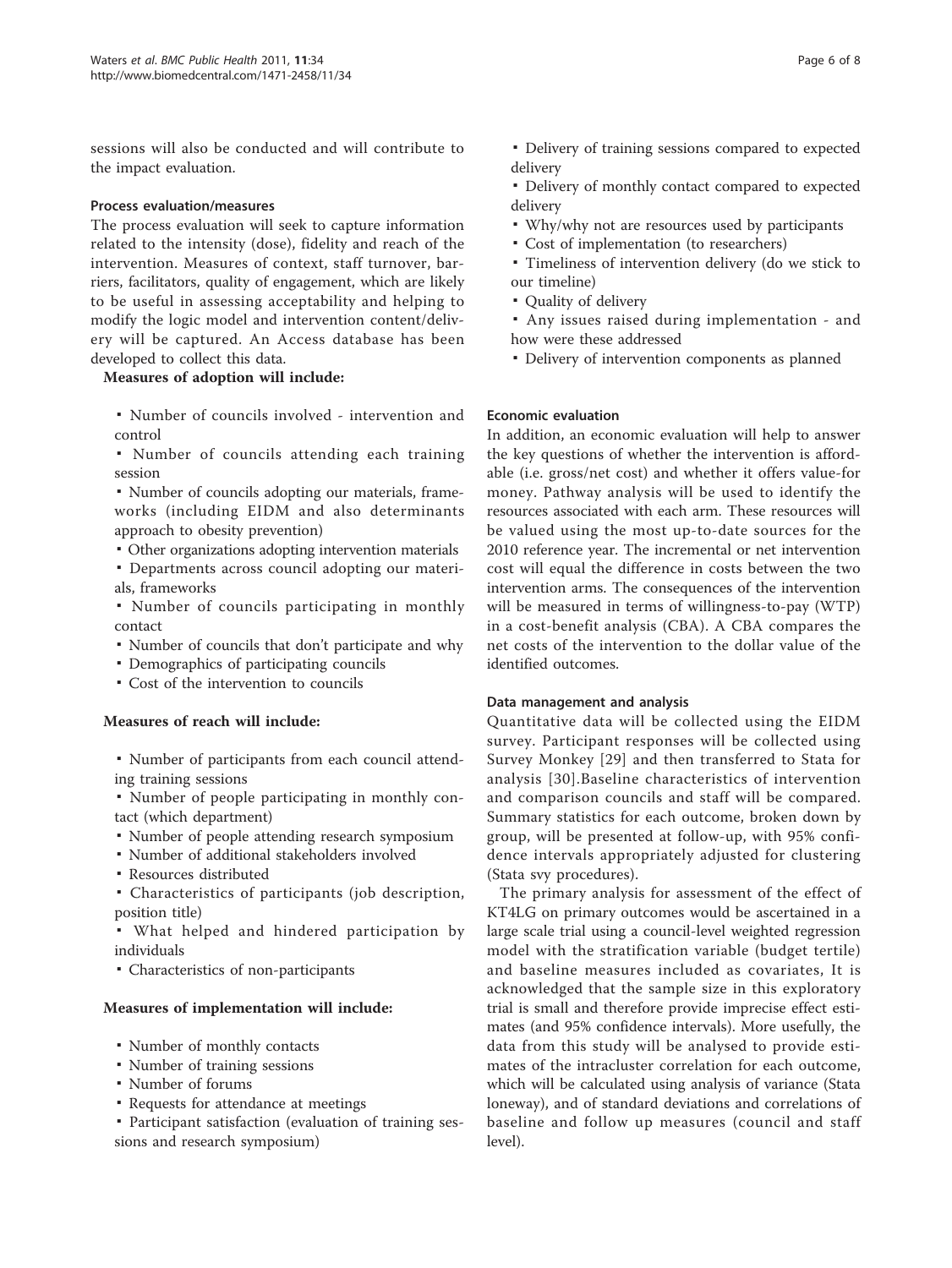sessions will also be conducted and will contribute to the impact evaluation.

### Process evaluation/measures

The process evaluation will seek to capture information related to the intensity (dose), fidelity and reach of the intervention. Measures of context, staff turnover, barriers, facilitators, quality of engagement, which are likely to be useful in assessing acceptability and helping to modify the logic model and intervention content/delivery will be captured. An Access database has been developed to collect this data.

**Measures of adoption will include:**

- Number of councils involved - intervention and control
- Number of councils attending each training session
- Number of councils adopting our materials, frameworks (including EIDM and also determinants approach to obesity prevention)
- Other organizations adopting intervention materials
- Departments across council adopting our materials, frameworks
- Number of councils participating in monthly contact
- Number of councils that don't participate and why
- Demographics of participating councils
- Cost of the intervention to councils

**Measures of reach will include:**

- Number of participants from each council attending training sessions
- Number of people participating in monthly contact (which department)
- Number of people attending research symposium
- Number of additional stakeholders involved
- Resources distributed
- Characteristics of participants (job description, position title)
- What helped and hindered participation by individuals
- Characteristics of non-participants

**Measures of implementation will include:**

- Number of monthly contacts
- Number of training sessions
- Number of forums
- Requests for attendance at meetings
- Participant satisfaction (evaluation of training sessions and research symposium)
- Delivery of training sessions compared to expected delivery
- Delivery of monthly contact compared to expected delivery
- Why/why not are resources used by participants
- Cost of implementation (to researchers)
- Timeliness of intervention delivery (do we stick to our timeline)
- Quality of delivery
- Any issues raised during implementation - and how were these addressed
- Delivery of intervention components as planned

### Economic evaluation

In addition, an economic evaluation will help to answer the key questions of whether the intervention is affordable (i.e. gross/net cost) and whether it offers value-for money. Pathway analysis will be used to identify the resources associated with each arm. These resources will be valued using the most up-to-date sources for the 2010 reference year. The incremental or net intervention cost will equal the difference in costs between the two intervention arms. The consequences of the intervention will be measured in terms of willingness-to-pay (WTP) in a cost-benefit analysis (CBA). A CBA compares the net costs of the intervention to the dollar value of the identified outcomes.

### Data management and analysis

Quantitative data will be collected using the EIDM survey. Participant responses will be collected using Survey Monkey [29] and then transferred to Stata for analysis [30].Baseline characteristics of intervention and comparison councils and staff will be compared. Summary statistics for each outcome, broken down by group, will be presented at follow-up, with 95% confidence intervals appropriately adjusted for clustering (Stata svy procedures).

The primary analysis for assessment of the effect of KT4LG on primary outcomes would be ascertained in a large scale trial using a council-level weighted regression model with the stratification variable (budget tertile) and baseline measures included as covariates, It is acknowledged that the sample size in this exploratory trial is small and therefore provide imprecise effect estimates (and 95% confidence intervals). More usefully, the data from this study will be analysed to provide estimates of the intracluster correlation for each outcome, which will be calculated using analysis of variance (Stata loneway), and of standard deviations and correlations of baseline and follow up measures (council and staff level).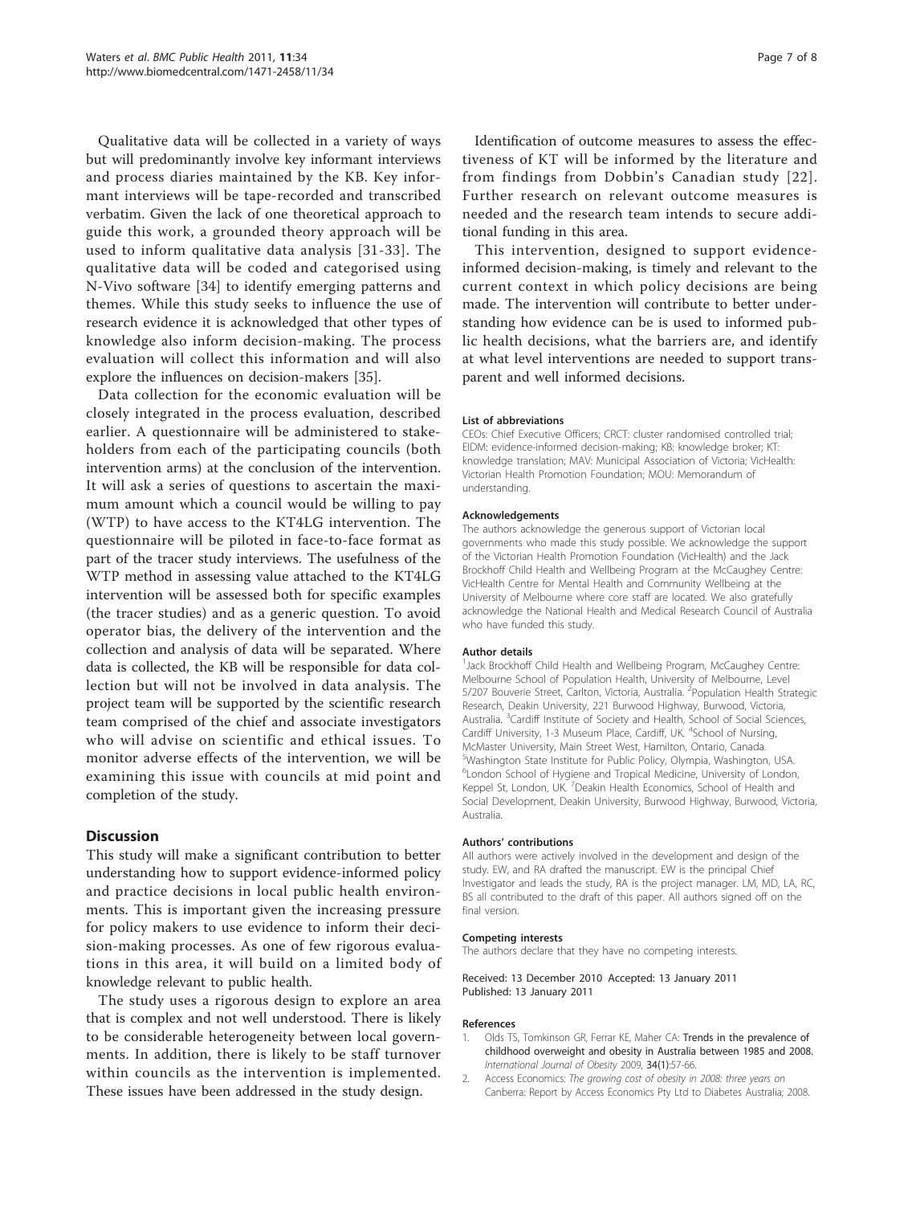Qualitative data will be collected in a variety of ways but will predominantly involve key informant interviews and process diaries maintained by the KB. Key informant interviews will be tape-recorded and transcribed verbatim. Given the lack of one theoretical approach to guide this work, a grounded theory approach will be used to inform qualitative data analysis [31-33]. The qualitative data will be coded and categorised using N-Vivo software [34] to identify emerging patterns and themes. While this study seeks to influence the use of research evidence it is acknowledged that other types of knowledge also inform decision-making. The process evaluation will collect this information and will also explore the influences on decision-makers [35].

Data collection for the economic evaluation will be closely integrated in the process evaluation, described earlier. A questionnaire will be administered to stakeholders from each of the participating councils (both intervention arms) at the conclusion of the intervention. It will ask a series of questions to ascertain the maximum amount which a council would be willing to pay (WTP) to have access to the KT4LG intervention. The questionnaire will be piloted in face-to-face format as part of the tracer study interviews. The usefulness of the WTP method in assessing value attached to the KT4LG intervention will be assessed both for specific examples (the tracer studies) and as a generic question. To avoid operator bias, the delivery of the intervention and the collection and analysis of data will be separated. Where data is collected, the KB will be responsible for data collection but will not be involved in data analysis. The project team will be supported by the scientific research team comprised of the chief and associate investigators who will advise on scientific and ethical issues. To monitor adverse effects of the intervention, we will be examining this issue with councils at mid point and completion of the study.

## Discussion

This study will make a significant contribution to better understanding how to support evidence-informed policy and practice decisions in local public health environments. This is important given the increasing pressure for policy makers to use evidence to inform their decision-making processes. As one of few rigorous evaluations in this area, it will build on a limited body of knowledge relevant to public health.

The study uses a rigorous design to explore an area that is complex and not well understood. There is likely to be considerable heterogeneity between local governments. In addition, there is likely to be staff turnover within councils as the intervention is implemented. These issues have been addressed in the study design.

Identification of outcome measures to assess the effectiveness of KT will be informed by the literature and from findings from Dobbin's Canadian study [22]. Further research on relevant outcome measures is needed and the research team intends to secure additional funding in this area.

This intervention, designed to support evidence-informed decision-making, is timely and relevant to the current context in which policy decisions are being made. The intervention will contribute to better understanding how evidence can be is used to informed public health decisions, what the barriers are, and identify at what level interventions are needed to support transparent and well informed decisions.

#### List of abbreviations

CEOs: Chief Executive Officers; CRCT: cluster randomised controlled trial; EIDM: evidence-informed decision-making; KB: knowledge broker; KT: knowledge translation; MAV: Municipal Association of Victoria; VicHealth: Victorian Health Promotion Foundation; MOU: Memorandum of understanding.

#### Acknowledgements

The authors acknowledge the generous support of Victorian local governments who made this study possible. We acknowledge the support of the Victorian Health Promotion Foundation (VicHealth) and the Jack Brockhoff Child Health and Wellbeing Program at the McCaughey Centre: VicHealth Centre for Mental Health and Community Wellbeing at the University of Melbourne where core staff are located. We also gratefully acknowledge the National Health and Medical Research Council of Australia who have funded this study.

#### Author details

[1]Jack Brockhoff Child Health and Wellbeing Program, McCaughey Centre: Melbourne School of Population Health, University of Melbourne, Level 5/207 Bouverie Street, Carlton, Victoria, Australia. [2]Population Health Strategic Research, Deakin University, 221 Burwood Highway, Burwood, Victoria, Australia. [3]Cardiff Institute of Society and Health, School of Social Sciences, Cardiff University, 1-3 Museum Place, Cardiff, UK. [4]School of Nursing, McMaster University, Main Street West, Hamilton, Ontario, Canada. [5]Washington State Institute for Public Policy, Olympia, Washington, USA. [6]London School of Hygiene and Tropical Medicine, University of London, Keppel St, London, UK. [7]Deakin Health Economics, School of Health and Social Development, Deakin University, Burwood Highway, Burwood, Victoria, Australia.

#### Authors' contributions

All authors were actively involved in the development and design of the study. EW, and RA drafted the manuscript. EW is the principal Chief Investigator and leads the study, RA is the project manager. LM, MD, LA, RC, BS all contributed to the draft of this paper. All authors signed off on the final version.

#### Competing interests

The authors declare that they have no competing interests.

Received: 13 December 2010 Accepted: 13 January 2011
Published: 13 January 2011

#### References

1. Olds TS, Tomkinson GR, Ferrar KE, Maher CA: **Trends in the prevalence of childhood overweight and obesity in Australia between 1985 and 2008.** *International Journal of Obesity* 2009, **34(1)**:57-66.
2. Access Economics: *The growing cost of obesity in 2008: three years on* Canberra: Report by Access Economics Pty Ltd to Diabetes Australia; 2008.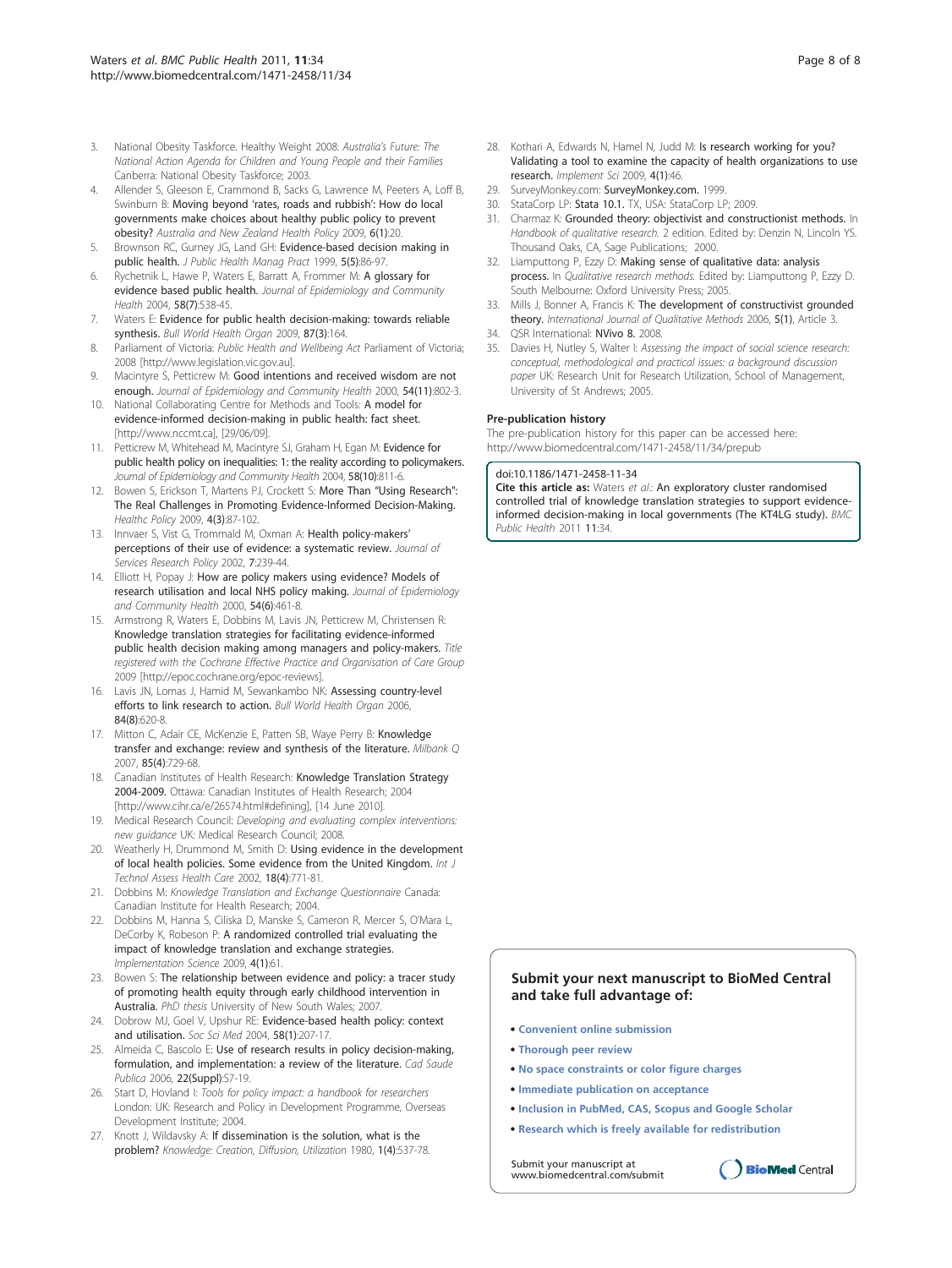3. National Obesity Taskforce. Healthy Weight 2008: *Australia's Future: The National Action Agenda for Children and Young People and their Families* Canberra: National Obesity Taskforce; 2003.
4. Allender S, Gleeson E, Crammond B, Sacks G, Lawrence M, Peeters A, Loff B, Swinburn B: **Moving beyond 'rates, roads and rubbish': How do local governments make choices about healthy public policy to prevent obesity?** *Australia and New Zealand Health Policy* 2009, **6(1)**:20.
5. Brownson RC, Gurney JG, Land GH: **Evidence-based decision making in public health.** *J Public Health Manag Pract* 1999, **5(5)**:86-97.
6. Rychetnik L, Hawe P, Waters E, Barratt A, Frommer M: **A glossary for evidence based public health.** *Journal of Epidemiology and Community Health* 2004, **58(7)**:538-45.
7. Waters E: **Evidence for public health decision-making: towards reliable synthesis.** *Bull World Health Organ* 2009, **87(3)**:164.
8. Parliament of Victoria: *Public Health and Wellbeing Act* Parliament of Victoria; 2008 [http://www.legislation.vic.gov.au].
9. Macintyre S, Petticrew M: **Good intentions and received wisdom are not enough.** *Journal of Epidemiology and Community Health* 2000, **54(11)**:802-3.
10. National Collaborating Centre for Methods and Tools: **A model for evidence-informed decision-making in public health: fact sheet.** [http://www.nccmt.ca], [29/06/09].
11. Petticrew M, Whitehead M, Macintyre SJ, Graham H, Egan M: **Evidence for public health policy on inequalities: 1: the reality according to policymakers.** *Journal of Epidemiology and Community Health* 2004, **58(10)**:811-6.
12. Bowen S, Erickson T, Martens PJ, Crockett S: **More Than "Using Research": The Real Challenges in Promoting Evidence-Informed Decision-Making.** *Healthc Policy* 2009, **4(3)**:87-102.
13. Innvaer S, Vist G, Trommald M, Oxman A: **Health policy-makers' perceptions of their use of evidence: a systematic review.** *Journal of Services Research Policy* 2002, **7**:239-44.
14. Elliott H, Popay J: **How are policy makers using evidence? Models of research utilisation and local NHS policy making.** *Journal of Epidemiology and Community Health* 2000, **54(6)**:461-8.
15. Armstrong R, Waters E, Dobbins M, Lavis JN, Petticrew M, Christensen R: **Knowledge translation strategies for facilitating evidence-informed public health decision making among managers and policy-makers.** *Title registered with the Cochrane Effective Practice and Organisation of Care Group* 2009 [http://epoc.cochrane.org/epoc-reviews].
16. Lavis JN, Lomas J, Hamid M, Sewankambo NK: **Assessing country-level efforts to link research to action.** *Bull World Health Organ* 2006, **84(8)**:620-8.
17. Mitton C, Adair CE, McKenzie E, Patten SB, Waye Perry B: **Knowledge transfer and exchange: review and synthesis of the literature.** *Milbank Q* 2007, **85(4)**:729-68.
18. Canadian Institutes of Health Research: **Knowledge Translation Strategy 2004-2009.** Ottawa: Canadian Institutes of Health Research; 2004 [http://www.cihr.ca/e/26574.html#defining], [14 June 2010].
19. Medical Research Council: *Developing and evaluating complex interventions: new guidance* UK: Medical Research Council; 2008.
20. Weatherly H, Drummond M, Smith D: **Using evidence in the development of local health policies. Some evidence from the United Kingdom.** *Int J Technol Assess Health Care* 2002, **18(4)**:771-81.
21. Dobbins M: *Knowledge Translation and Exchange Questionnaire* Canada: Canadian Institute for Health Research; 2004.
22. Dobbins M, Hanna S, Ciliska D, Manske S, Cameron R, Mercer S, O'Mara L, DeCorby K, Robeson P: **A randomized controlled trial evaluating the impact of knowledge translation and exchange strategies.** *Implementation Science* 2009, **4(1)**:61.
23. Bowen S: **The relationship between evidence and policy: a tracer study of promoting health equity through early childhood intervention in Australia.** *PhD thesis* University of New South Wales; 2007.
24. Dobrow MJ, Goel V, Upshur RE: **Evidence-based health policy: context and utilisation.** *Soc Sci Med* 2004, **58(1)**:207-17.
25. Almeida C, Bascolo E: **Use of research results in policy decision-making, formulation, and implementation: a review of the literature.** *Cad Saude Publica* 2006, **22(Suppl)**:S7-19.
26. Start D, Hovland I: *Tools for policy impact: a handbook for researchers* London: UK: Research and Policy in Development Programme, Overseas Development Institute; 2004.
27. Knott J, Wildavsky A: **If dissemination is the solution, what is the problem?** *Knowledge: Creation, Diffusion, Utilization* 1980, **1(4)**:537-78.
28. Kothari A, Edwards N, Hamel N, Judd M: **Is research working for you? Validating a tool to examine the capacity of health organizations to use research.** *Implement Sci* 2009, **4(1)**:46.
29. SurveyMonkey.com: **SurveyMonkey.com.** 1999.
30. StataCorp LP: **Stata 10.1.** TX, USA: StataCorp LP; 2009.
31. Charmaz K: **Grounded theory: objectivist and constructionist methods.** In *Handbook of qualitative research.* 2 edition. Edited by: Denzin N, Lincoln YS. Thousand Oaks, CA, Sage Publications; 2000.
32. Liamputtong P, Ezzy D: **Making sense of qualitative data: analysis process.** In *Qualitative research methods.* Edited by: Liamputtong P, Ezzy D. South Melbourne: Oxford University Press; 2005.
33. Mills J, Bonner A, Francis K: **The development of constructivist grounded theory.** *International Journal of Qualitative Methods* 2006, **5(1)**, Article 3.
34. QSR International: **NVivo 8.** 2008.
35. Davies H, Nutley S, Walter I: *Assessing the impact of social science research: conceptual, methodological and practical issues: a background discussion paper* UK: Research Unit for Research Utilization, School of Management, University of St Andrews; 2005.

#### Pre-publication history

The pre-publication history for this paper can be accessed here: http://www.biomedcentral.com/1471-2458/11/34/prepub

doi:10.1186/1471-2458-11-34
**Cite this article as:** Waters *et al.*: An exploratory cluster randomised controlled trial of knowledge translation strategies to support evidence-informed decision-making in local governments (The KT4LG study). *BMC Public Health* 2011 **11**:34.

**Submit your next manuscript to BioMed Central and take full advantage of:**

- **Convenient online submission**
- **Thorough peer review**
- **No space constraints or color figure charges**
- **Immediate publication on acceptance**
- **Inclusion in PubMed, CAS, Scopus and Google Scholar**
- **Research which is freely available for redistribution**

Submit your manuscript at www.biomedcentral.com/submit

BioMed Central